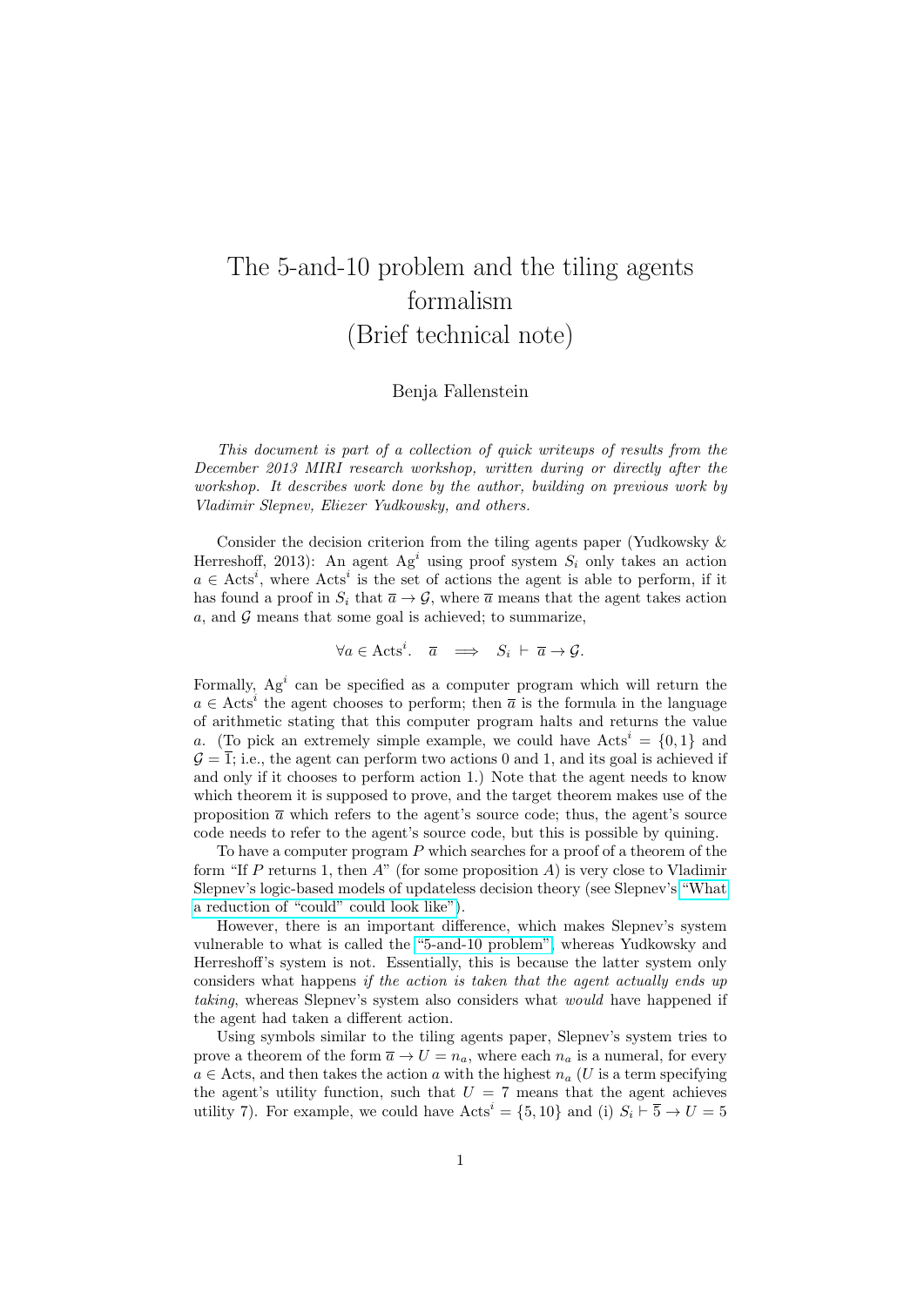# The 5-and-10 problem and the tiling agents formalism
# (Brief technical note)

Benja Fallenstein

*This document is part of a collection of quick writeups of results from the December 2013 MIRI research workshop, written during or directly after the workshop. It describes work done by the author, building on previous work by Vladimir Slepnev, Eliezer Yudkowsky, and others.*

Consider the decision criterion from the tiling agents paper (Yudkowsky & Herreshoff, 2013): An agent $\text{Ag}^i$ using proof system $S_i$ only takes an action $a \in \text{Acts}^i$, where $\text{Acts}^i$ is the set of actions the agent is able to perform, if it has found a proof in $S_i$ that $\overline{a} \to \mathcal{G}$, where $\overline{a}$ means that the agent takes action $a$, and $\mathcal{G}$ means that some goal is achieved; to summarize,

$$\forall a \in \text{Acts}^i. \quad \overline{a} \implies S_i \vdash \overline{a} \to \mathcal{G}.$$

Formally, $\text{Ag}^i$ can be specified as a computer program which will return the $a \in \text{Acts}^i$ the agent chooses to perform; then $\overline{a}$ is the formula in the language of arithmetic stating that this computer program halts and returns the value $a$. (To pick an extremely simple example, we could have $\text{Acts}^i = \{0, 1\}$ and $\mathcal{G} = \overline{1}$; i.e., the agent can perform two actions 0 and 1, and its goal is achieved if and only if it chooses to perform action 1.) Note that the agent needs to know which theorem it is supposed to prove, and the target theorem makes use of the proposition $\overline{a}$ which refers to the agent's source code; thus, the agent's source code needs to refer to the agent's source code, but this is possible by quining.

To have a computer program $P$ which searches for a proof of a theorem of the form "If $P$ returns 1, then $A$" (for some proposition $A$) is very close to Vladimir Slepnev's logic-based models of updateless decision theory (see Slepnev's "What a reduction of "could" could look like").

However, there is an important difference, which makes Slepnev's system vulnerable to what is called the "5-and-10 problem", whereas Yudkowsky and Herreshoff's system is not. Essentially, this is because the latter system only considers what happens *if the action is taken that the agent actually ends up taking*, whereas Slepnev's system also considers what *would* have happened if the agent had taken a different action.

Using symbols similar to the tiling agents paper, Slepnev's system tries to prove a theorem of the form $\overline{a} \to U = n_a$, where each $n_a$ is a numeral, for every $a \in \text{Acts}$, and then takes the action $a$ with the highest $n_a$ ($U$ is a term specifying the agent's utility function, such that $U = 7$ means that the agent achieves utility 7). For example, we could have $\text{Acts}^i = \{5, 10\}$ and (i) $S_i \vdash \overline{5} \to U = 5$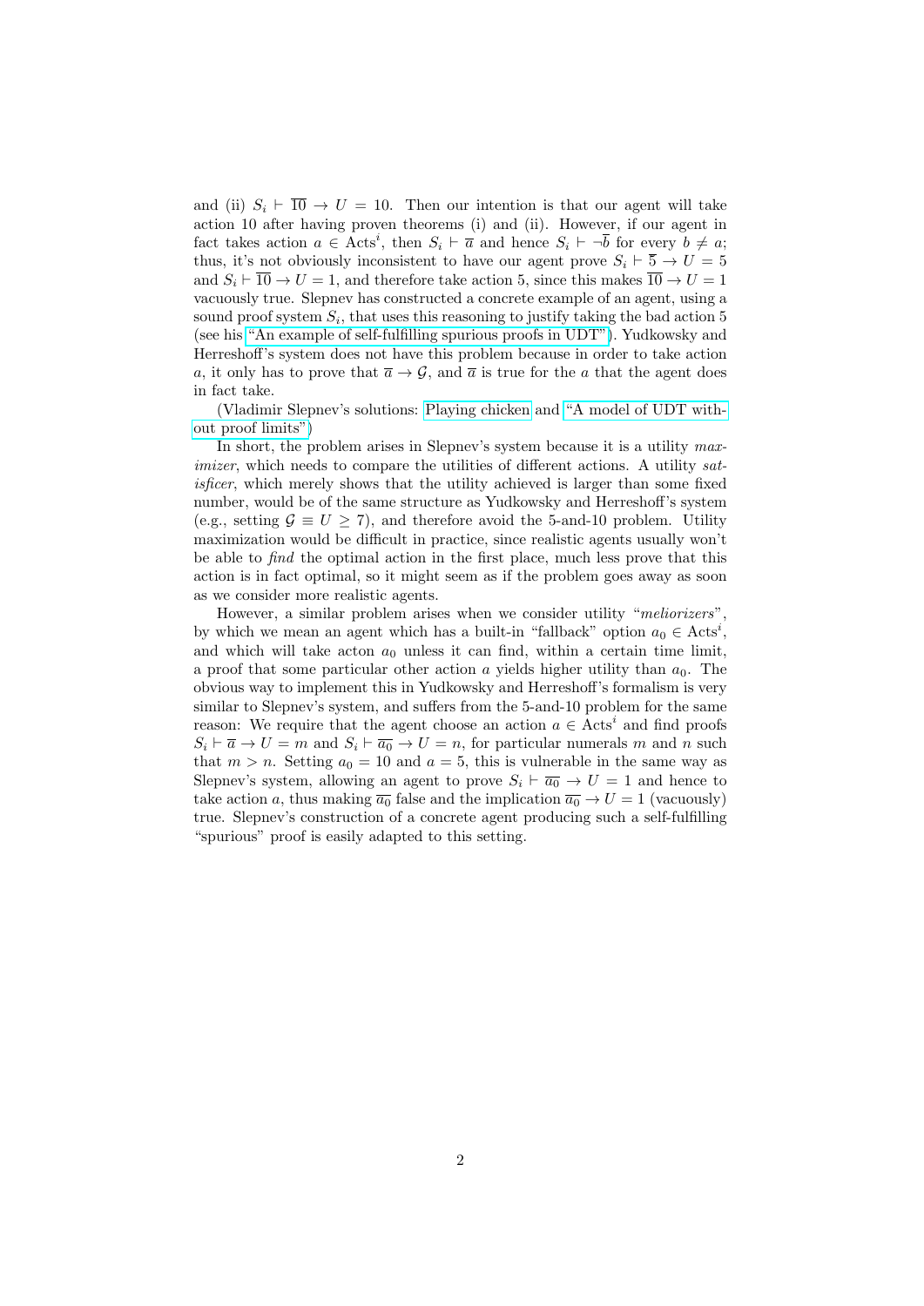and (ii) $S_i \vdash \overline{10} \to U = 10$. Then our intention is that our agent will take action 10 after having proven theorems (i) and (ii). However, if our agent in fact takes action $a \in \mathrm{Acts}^i$, then $S_i \vdash \overline{a}$ and hence $S_i \vdash \neg\overline{b}$ for every $b \neq a$; thus, it's not obviously inconsistent to have our agent prove $S_i \vdash \overline{5} \to U = 5$ and $S_i \vdash \overline{10} \to U = 1$, and therefore take action 5, since this makes $\overline{10} \to U = 1$ vacuously true. Slepnev has constructed a concrete example of an agent, using a sound proof system $S_i$, that uses this reasoning to justify taking the bad action 5 (see his "An example of self-fulfilling spurious proofs in UDT"). Yudkowsky and Herreshoff's system does not have this problem because in order to take action $a$, it only has to prove that $\overline{a} \to \mathcal{G}$, and $\overline{a}$ is true for the $a$ that the agent does in fact take.

(Vladimir Slepnev's solutions: Playing chicken and "A model of UDT without proof limits")

In short, the problem arises in Slepnev's system because it is a utility *maximizer*, which needs to compare the utilities of different actions. A utility *satisficer*, which merely shows that the utility achieved is larger than some fixed number, would be of the same structure as Yudkowsky and Herreshoff's system (e.g., setting $\mathcal{G} \equiv U \geq 7$), and therefore avoid the 5-and-10 problem. Utility maximization would be difficult in practice, since realistic agents usually won't be able to *find* the optimal action in the first place, much less prove that this action is in fact optimal, so it might seem as if the problem goes away as soon as we consider more realistic agents.

However, a similar problem arises when we consider utility "*meliorizers*", by which we mean an agent which has a built-in "fallback" option $a_0 \in \mathrm{Acts}^i$, and which will take acton $a_0$ unless it can find, within a certain time limit, a proof that some particular other action $a$ yields higher utility than $a_0$. The obvious way to implement this in Yudkowsky and Herreshoff's formalism is very similar to Slepnev's system, and suffers from the 5-and-10 problem for the same reason: We require that the agent choose an action $a \in \mathrm{Acts}^i$ and find proofs $S_i \vdash \overline{a} \to U = m$ and $S_i \vdash \overline{a_0} \to U = n$, for particular numerals $m$ and $n$ such that $m > n$. Setting $a_0 = 10$ and $a = 5$, this is vulnerable in the same way as Slepnev's system, allowing an agent to prove $S_i \vdash \overline{a_0} \to U = 1$ and hence to take action $a$, thus making $\overline{a_0}$ false and the implication $\overline{a_0} \to U = 1$ (vacuously) true. Slepnev's construction of a concrete agent producing such a self-fulfilling "spurious" proof is easily adapted to this setting.